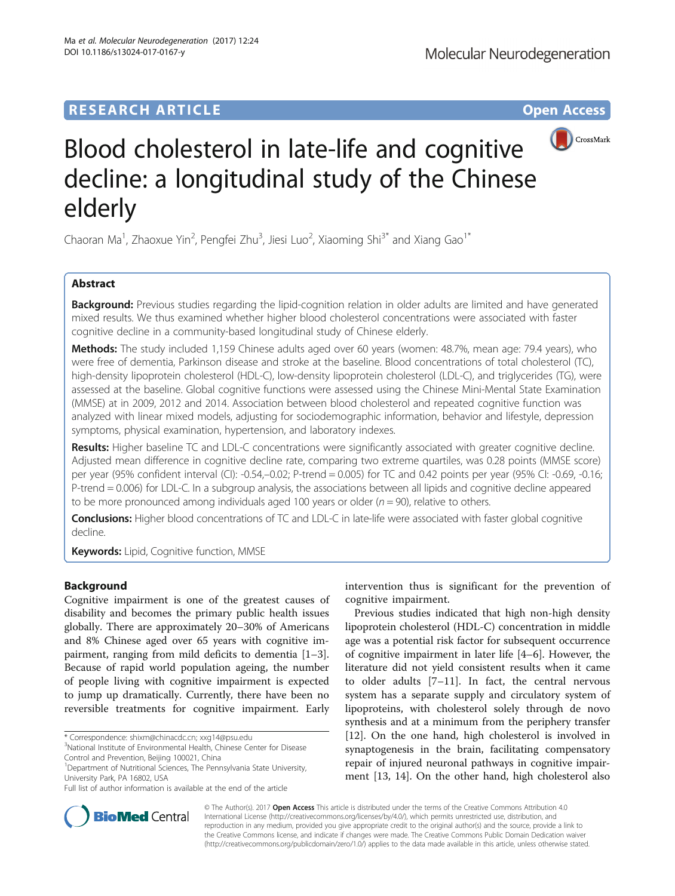RESEARCH ARTICLE

Open Access

# Blood cholesterol in late-life and cognitive decline: a longitudinal study of the Chinese elderly

Chaoran Ma[1], Zhaoxue Yin[2], Pengfei Zhu[3], Jiesi Luo[2], Xiaoming Shi[3*] and Xiang Gao[1*]

## Abstract

**Background:** Previous studies regarding the lipid-cognition relation in older adults are limited and have generated mixed results. We thus examined whether higher blood cholesterol concentrations were associated with faster cognitive decline in a community-based longitudinal study of Chinese elderly.

**Methods:** The study included 1,159 Chinese adults aged over 60 years (women: 48.7%, mean age: 79.4 years), who were free of dementia, Parkinson disease and stroke at the baseline. Blood concentrations of total cholesterol (TC), high-density lipoprotein cholesterol (HDL-C), low-density lipoprotein cholesterol (LDL-C), and triglycerides (TG), were assessed at the baseline. Global cognitive functions were assessed using the Chinese Mini-Mental State Examination (MMSE) at in 2009, 2012 and 2014. Association between blood cholesterol and repeated cognitive function was analyzed with linear mixed models, adjusting for sociodemographic information, behavior and lifestyle, depression symptoms, physical examination, hypertension, and laboratory indexes.

**Results:** Higher baseline TC and LDL-C concentrations were significantly associated with greater cognitive decline. Adjusted mean difference in cognitive decline rate, comparing two extreme quartiles, was 0.28 points (MMSE score) per year (95% confident interval (CI): -0.54,–0.02; P-trend = 0.005) for TC and 0.42 points per year (95% CI: -0.69, -0.16; P-trend = 0.006) for LDL-C. In a subgroup analysis, the associations between all lipids and cognitive decline appeared to be more pronounced among individuals aged 100 years or older ($n = 90$), relative to others.

**Conclusions:** Higher blood concentrations of TC and LDL-C in late-life were associated with faster global cognitive decline.

**Keywords:** Lipid, Cognitive function, MMSE

## Background

Cognitive impairment is one of the greatest causes of disability and becomes the primary public health issues globally. There are approximately 20–30% of Americans and 8% Chinese aged over 65 years with cognitive impairment, ranging from mild deficits to dementia [1–3]. Because of rapid world population ageing, the number of people living with cognitive impairment is expected to jump up dramatically. Currently, there have been no reversible treatments for cognitive impairment. Early intervention thus is significant for the prevention of cognitive impairment.

Previous studies indicated that high non-high density lipoprotein cholesterol (HDL-C) concentration in middle age was a potential risk factor for subsequent occurrence of cognitive impairment in later life [4–6]. However, the literature did not yield consistent results when it came to older adults [7–11]. In fact, the central nervous system has a separate supply and circulatory system of lipoproteins, with cholesterol solely through de novo synthesis and at a minimum from the periphery transfer [12]. On the one hand, high cholesterol is involved in synaptogenesis in the brain, facilitating compensatory repair of injured neuronal pathways in cognitive impairment [13, 14]. On the other hand, high cholesterol also

* Correspondence: shixm@chinacdc.cn; xxg14@psu.edu
[3]National Institute of Environmental Health, Chinese Center for Disease Control and Prevention, Beijing 100021, China
[1]Department of Nutritional Sciences, The Pennsylvania State University, University Park, PA 16802, USA
Full list of author information is available at the end of the article

© The Author(s). 2017 **Open Access** This article is distributed under the terms of the Creative Commons Attribution 4.0 International License (http://creativecommons.org/licenses/by/4.0/), which permits unrestricted use, distribution, and reproduction in any medium, provided you give appropriate credit to the original author(s) and the source, provide a link to the Creative Commons license, and indicate if changes were made. The Creative Commons Public Domain Dedication waiver (http://creativecommons.org/publicdomain/zero/1.0/) applies to the data made available in this article, unless otherwise stated.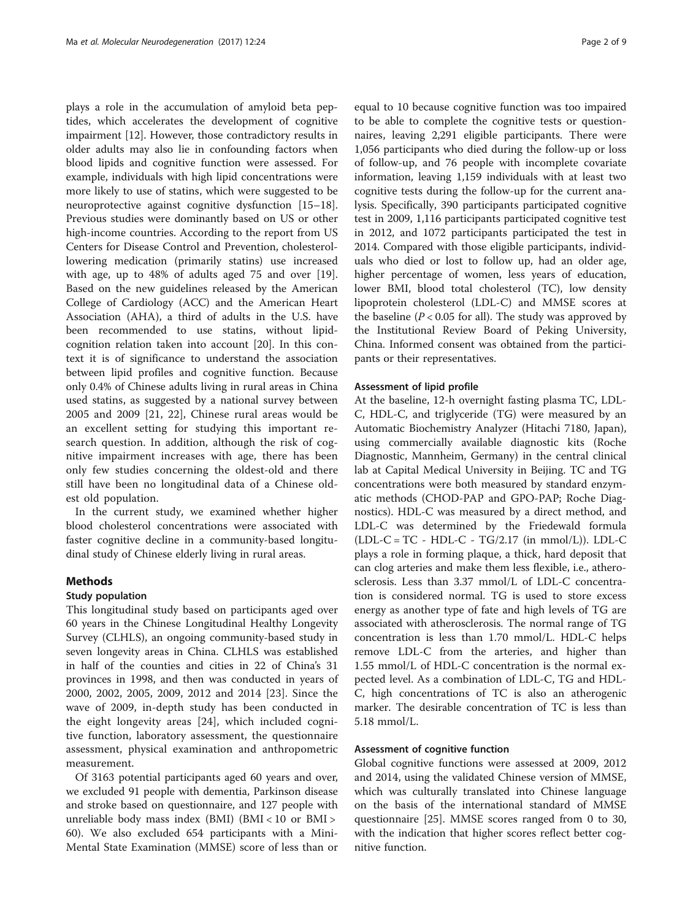plays a role in the accumulation of amyloid beta peptides, which accelerates the development of cognitive impairment [12]. However, those contradictory results in older adults may also lie in confounding factors when blood lipids and cognitive function were assessed. For example, individuals with high lipid concentrations were more likely to use of statins, which were suggested to be neuroprotective against cognitive dysfunction [15–18]. Previous studies were dominantly based on US or other high-income countries. According to the report from US Centers for Disease Control and Prevention, cholesterol-lowering medication (primarily statins) use increased with age, up to 48% of adults aged 75 and over [19]. Based on the new guidelines released by the American College of Cardiology (ACC) and the American Heart Association (AHA), a third of adults in the U.S. have been recommended to use statins, without lipid-cognition relation taken into account [20]. In this context it is of significance to understand the association between lipid profiles and cognitive function. Because only 0.4% of Chinese adults living in rural areas in China used statins, as suggested by a national survey between 2005 and 2009 [21, 22], Chinese rural areas would be an excellent setting for studying this important research question. In addition, although the risk of cognitive impairment increases with age, there has been only few studies concerning the oldest-old and there still have been no longitudinal data of a Chinese oldest old population.

In the current study, we examined whether higher blood cholesterol concentrations were associated with faster cognitive decline in a community-based longitudinal study of Chinese elderly living in rural areas.

## Methods

### Study population

This longitudinal study based on participants aged over 60 years in the Chinese Longitudinal Healthy Longevity Survey (CLHLS), an ongoing community-based study in seven longevity areas in China. CLHLS was established in half of the counties and cities in 22 of China's 31 provinces in 1998, and then was conducted in years of 2000, 2002, 2005, 2009, 2012 and 2014 [23]. Since the wave of 2009, in-depth study has been conducted in the eight longevity areas [24], which included cognitive function, laboratory assessment, the questionnaire assessment, physical examination and anthropometric measurement.

Of 3163 potential participants aged 60 years and over, we excluded 91 people with dementia, Parkinson disease and stroke based on questionnaire, and 127 people with unreliable body mass index (BMI) (BMI < 10 or BMI > 60). We also excluded 654 participants with a Mini-Mental State Examination (MMSE) score of less than or equal to 10 because cognitive function was too impaired to be able to complete the cognitive tests or questionnaires, leaving 2,291 eligible participants. There were 1,056 participants who died during the follow-up or loss of follow-up, and 76 people with incomplete covariate information, leaving 1,159 individuals with at least two cognitive tests during the follow-up for the current analysis. Specifically, 390 participants participated cognitive test in 2009, 1,116 participants participated cognitive test in 2012, and 1072 participants participated the test in 2014. Compared with those eligible participants, individuals who died or lost to follow up, had an older age, higher percentage of women, less years of education, lower BMI, blood total cholesterol (TC), low density lipoprotein cholesterol (LDL-C) and MMSE scores at the baseline ($P < 0.05$ for all). The study was approved by the Institutional Review Board of Peking University, China. Informed consent was obtained from the participants or their representatives.

### Assessment of lipid profile

At the baseline, 12-h overnight fasting plasma TC, LDL-C, HDL-C, and triglyceride (TG) were measured by an Automatic Biochemistry Analyzer (Hitachi 7180, Japan), using commercially available diagnostic kits (Roche Diagnostic, Mannheim, Germany) in the central clinical lab at Capital Medical University in Beijing. TC and TG concentrations were both measured by standard enzymatic methods (CHOD-PAP and GPO-PAP; Roche Diagnostics). HDL-C was measured by a direct method, and LDL-C was determined by the Friedewald formula (LDL-C = TC - HDL-C - TG/2.17 (in mmol/L)). LDL-C plays a role in forming plaque, a thick, hard deposit that can clog arteries and make them less flexible, i.e., atherosclerosis. Less than 3.37 mmol/L of LDL-C concentration is considered normal. TG is used to store excess energy as another type of fate and high levels of TG are associated with atherosclerosis. The normal range of TG concentration is less than 1.70 mmol/L. HDL-C helps remove LDL-C from the arteries, and higher than 1.55 mmol/L of HDL-C concentration is the normal expected level. As a combination of LDL-C, TG and HDL-C, high concentrations of TC is also an atherogenic marker. The desirable concentration of TC is less than 5.18 mmol/L.

### Assessment of cognitive function

Global cognitive functions were assessed at 2009, 2012 and 2014, using the validated Chinese version of MMSE, which was culturally translated into Chinese language on the basis of the international standard of MMSE questionnaire [25]. MMSE scores ranged from 0 to 30, with the indication that higher scores reflect better cognitive function.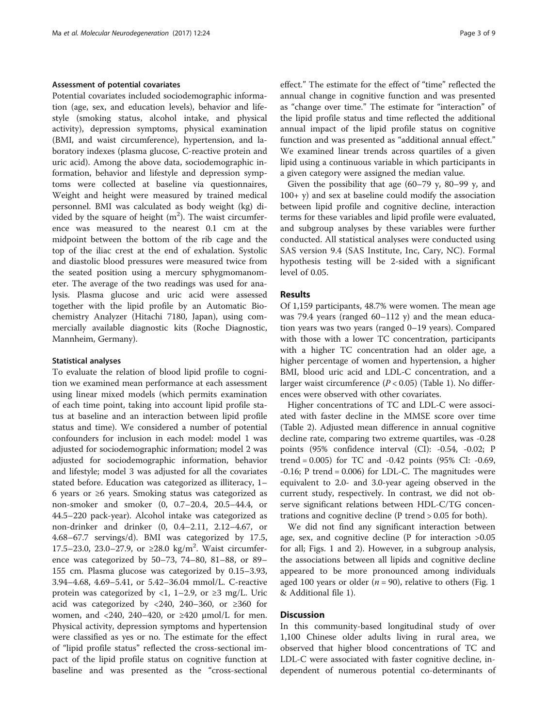### Assessment of potential covariates

Potential covariates included sociodemographic information (age, sex, and education levels), behavior and lifestyle (smoking status, alcohol intake, and physical activity), depression symptoms, physical examination (BMI, and waist circumference), hypertension, and laboratory indexes (plasma glucose, C-reactive protein and uric acid). Among the above data, sociodemographic information, behavior and lifestyle and depression symptoms were collected at baseline via questionnaires, Weight and height were measured by trained medical personnel. BMI was calculated as body weight (kg) divided by the square of height ($m^2$). The waist circumference was measured to the nearest 0.1 cm at the midpoint between the bottom of the rib cage and the top of the iliac crest at the end of exhalation. Systolic and diastolic blood pressures were measured twice from the seated position using a mercury sphygmomanometer. The average of the two readings was used for analysis. Plasma glucose and uric acid were assessed together with the lipid profile by an Automatic Biochemistry Analyzer (Hitachi 7180, Japan), using commercially available diagnostic kits (Roche Diagnostic, Mannheim, Germany).

### Statistical analyses

To evaluate the relation of blood lipid profile to cognition we examined mean performance at each assessment using linear mixed models (which permits examination of each time point, taking into account lipid profile status at baseline and an interaction between lipid profile status and time). We considered a number of potential confounders for inclusion in each model: model 1 was adjusted for sociodemographic information; model 2 was adjusted for sociodemographic information, behavior and lifestyle; model 3 was adjusted for all the covariates stated before. Education was categorized as illiteracy, 1–6 years or ≥6 years. Smoking status was categorized as non-smoker and smoker (0, 0.7–20.4, 20.5–44.4, or 44.5–220 pack-year). Alcohol intake was categorized as non-drinker and drinker (0, 0.4–2.11, 2.12–4.67, or 4.68–67.7 servings/d). BMI was categorized by 17.5, 17.5–23.0, 23.0–27.9, or ≥28.0 kg/$m^2$. Waist circumference was categorized by 50–73, 74–80, 81–88, or 89–155 cm. Plasma glucose was categorized by 0.15–3.93, 3.94–4.68, 4.69–5.41, or 5.42–36.04 mmol/L. C-reactive protein was categorized by <1, 1–2.9, or ≥3 mg/L. Uric acid was categorized by <240, 240–360, or ≥360 for women, and <240, 240–420, or ≥420 μmol/L for men. Physical activity, depression symptoms and hypertension were classified as yes or no. The estimate for the effect of "lipid profile status" reflected the cross-sectional impact of the lipid profile status on cognitive function at baseline and was presented as the "cross-sectional effect." The estimate for the effect of "time" reflected the annual change in cognitive function and was presented as "change over time." The estimate for "interaction" of the lipid profile status and time reflected the additional annual impact of the lipid profile status on cognitive function and was presented as "additional annual effect." We examined linear trends across quartiles of a given lipid using a continuous variable in which participants in a given category were assigned the median value.

Given the possibility that age (60–79 y, 80–99 y, and 100+ y) and sex at baseline could modify the association between lipid profile and cognitive decline, interaction terms for these variables and lipid profile were evaluated, and subgroup analyses by these variables were further conducted. All statistical analyses were conducted using SAS version 9.4 (SAS Institute, Inc, Cary, NC). Formal hypothesis testing will be 2-sided with a significant level of 0.05.

## Results

Of 1,159 participants, 48.7% were women. The mean age was 79.4 years (ranged 60–112 y) and the mean education years was two years (ranged 0–19 years). Compared with those with a lower TC concentration, participants with a higher TC concentration had an older age, a higher percentage of women and hypertension, a higher BMI, blood uric acid and LDL-C concentration, and a larger waist circumference ($P < 0.05$) (Table 1). No differences were observed with other covariates.

Higher concentrations of TC and LDL-C were associated with faster decline in the MMSE score over time (Table 2). Adjusted mean difference in annual cognitive decline rate, comparing two extreme quartiles, was -0.28 points (95% confidence interval (CI): -0.54, -0.02; P trend = 0.005) for TC and -0.42 points (95% CI: -0.69, -0.16; P trend = 0.006) for LDL-C. The magnitudes were equivalent to 2.0- and 3.0-year ageing observed in the current study, respectively. In contrast, we did not observe significant relations between HDL-C/TG concentrations and cognitive decline (P trend > 0.05 for both).

We did not find any significant interaction between age, sex, and cognitive decline (P for interaction >0.05 for all; Figs. 1 and 2). However, in a subgroup analysis, the associations between all lipids and cognitive decline appeared to be more pronounced among individuals aged 100 years or older ($n = 90$), relative to others (Fig. 1 & Additional file 1).

## Discussion

In this community-based longitudinal study of over 1,100 Chinese older adults living in rural area, we observed that higher blood concentrations of TC and LDL-C were associated with faster cognitive decline, independent of numerous potential co-determinants of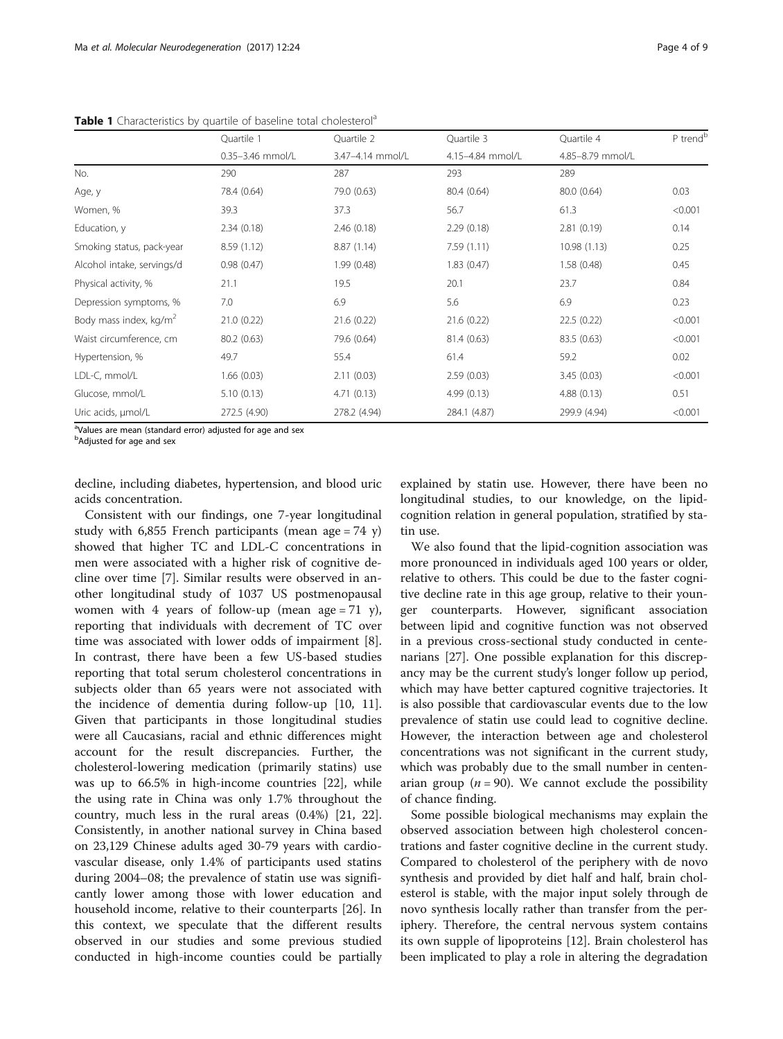**Table 1** Characteristics by quartile of baseline total cholesterol[a]

| | Quartile 1 | Quartile 2 | Quartile 3 | Quartile 4 | P trend[b] |
|---|---|---|---|---|---|
| | 0.35–3.46 mmol/L | 3.47–4.14 mmol/L | 4.15–4.84 mmol/L | 4.85–8.79 mmol/L | |
| No. | 290 | 287 | 293 | 289 | |
| Age, y | 78.4 (0.64) | 79.0 (0.63) | 80.4 (0.64) | 80.0 (0.64) | 0.03 |
| Women, % | 39.3 | 37.3 | 56.7 | 61.3 | <0.001 |
| Education, y | 2.34 (0.18) | 2.46 (0.18) | 2.29 (0.18) | 2.81 (0.19) | 0.14 |
| Smoking status, pack-year | 8.59 (1.12) | 8.87 (1.14) | 7.59 (1.11) | 10.98 (1.13) | 0.25 |
| Alcohol intake, servings/d | 0.98 (0.47) | 1.99 (0.48) | 1.83 (0.47) | 1.58 (0.48) | 0.45 |
| Physical activity, % | 21.1 | 19.5 | 20.1 | 23.7 | 0.84 |
| Depression symptoms, % | 7.0 | 6.9 | 5.6 | 6.9 | 0.23 |
| Body mass index, kg/m$^2$ | 21.0 (0.22) | 21.6 (0.22) | 21.6 (0.22) | 22.5 (0.22) | <0.001 |
| Waist circumference, cm | 80.2 (0.63) | 79.6 (0.64) | 81.4 (0.63) | 83.5 (0.63) | <0.001 |
| Hypertension, % | 49.7 | 55.4 | 61.4 | 59.2 | 0.02 |
| LDL-C, mmol/L | 1.66 (0.03) | 2.11 (0.03) | 2.59 (0.03) | 3.45 (0.03) | <0.001 |
| Glucose, mmol/L | 5.10 (0.13) | 4.71 (0.13) | 4.99 (0.13) | 4.88 (0.13) | 0.51 |
| Uric acids, μmol/L | 272.5 (4.90) | 278.2 (4.94) | 284.1 (4.87) | 299.9 (4.94) | <0.001 |

[a]Values are mean (standard error) adjusted for age and sex
[b]Adjusted for age and sex

decline, including diabetes, hypertension, and blood uric acids concentration.

Consistent with our findings, one 7-year longitudinal study with 6,855 French participants (mean age = 74 y) showed that higher TC and LDL-C concentrations in men were associated with a higher risk of cognitive decline over time [7]. Similar results were observed in another longitudinal study of 1037 US postmenopausal women with 4 years of follow-up (mean age = 71 y), reporting that individuals with decrement of TC over time was associated with lower odds of impairment [8]. In contrast, there have been a few US-based studies reporting that total serum cholesterol concentrations in subjects older than 65 years were not associated with the incidence of dementia during follow-up [10, 11]. Given that participants in those longitudinal studies were all Caucasians, racial and ethnic differences might account for the result discrepancies. Further, the cholesterol-lowering medication (primarily statins) use was up to 66.5% in high-income countries [22], while the using rate in China was only 1.7% throughout the country, much less in the rural areas (0.4%) [21, 22]. Consistently, in another national survey in China based on 23,129 Chinese adults aged 30-79 years with cardiovascular disease, only 1.4% of participants used statins during 2004–08; the prevalence of statin use was significantly lower among those with lower education and household income, relative to their counterparts [26]. In this context, we speculate that the different results observed in our studies and some previous studied conducted in high-income counties could be partially explained by statin use. However, there have been no longitudinal studies, to our knowledge, on the lipid-cognition relation in general population, stratified by statin use.

We also found that the lipid-cognition association was more pronounced in individuals aged 100 years or older, relative to others. This could be due to the faster cognitive decline rate in this age group, relative to their younger counterparts. However, significant association between lipid and cognitive function was not observed in a previous cross-sectional study conducted in centenarians [27]. One possible explanation for this discrepancy may be the current study's longer follow up period, which may have better captured cognitive trajectories. It is also possible that cardiovascular events due to the low prevalence of statin use could lead to cognitive decline. However, the interaction between age and cholesterol concentrations was not significant in the current study, which was probably due to the small number in centenarian group ($n = 90$). We cannot exclude the possibility of chance finding.

Some possible biological mechanisms may explain the observed association between high cholesterol concentrations and faster cognitive decline in the current study. Compared to cholesterol of the periphery with de novo synthesis and provided by diet half and half, brain cholesterol is stable, with the major input solely through de novo synthesis locally rather than transfer from the periphery. Therefore, the central nervous system contains its own supple of lipoproteins [12]. Brain cholesterol has been implicated to play a role in altering the degradation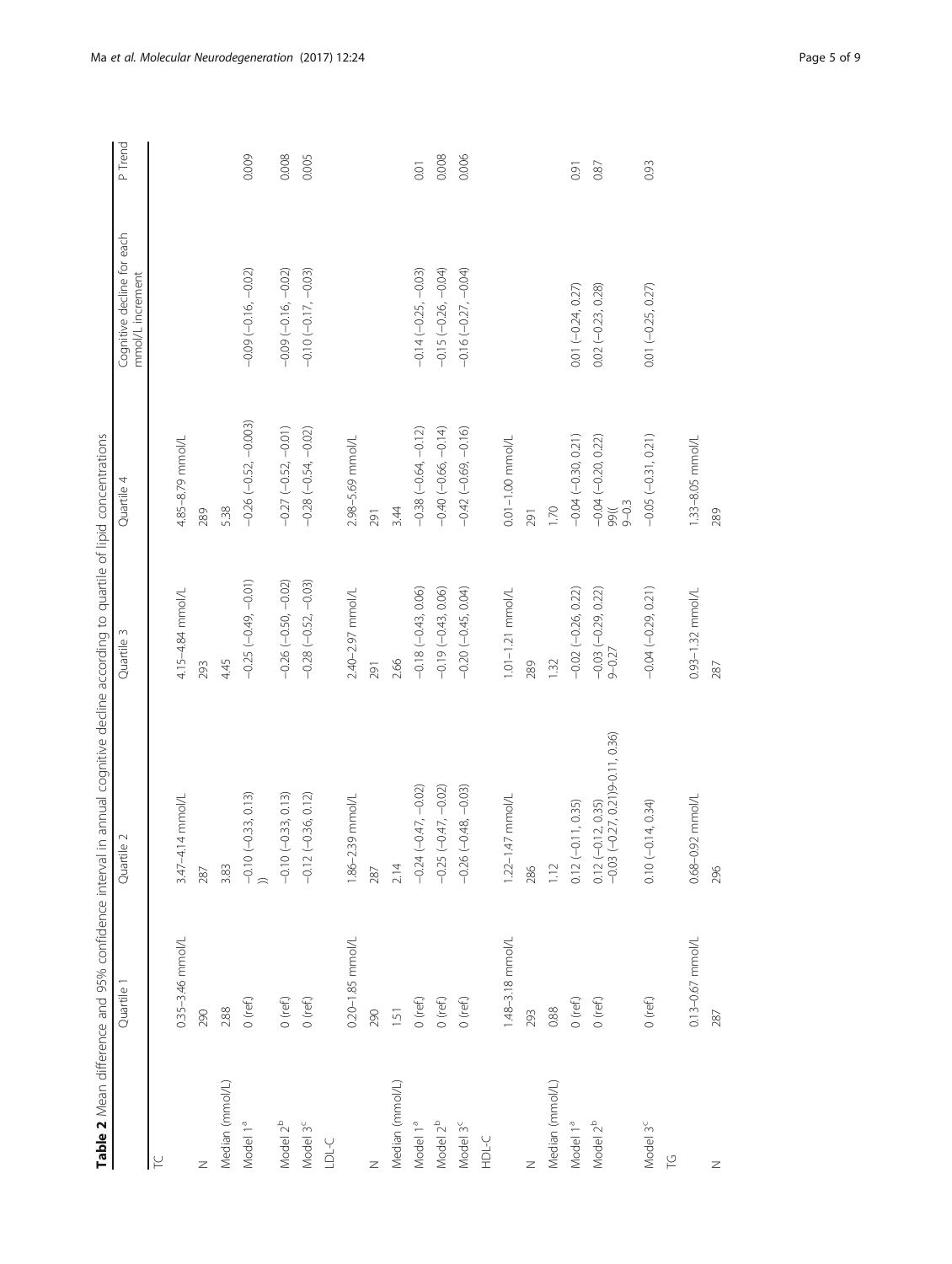**Table 2** Mean difference and 95% confidence interval in annual cognitive decline according to quartile of lipid concentrations

| | Quartile 1 | Quartile 2 | Quartile 3 | Quartile 4 | Cognitive decline for each mmol/L increment | P Trend |
|---|---|---|---|---|---|---|
| TC | | | | | | |
| | 0.35–3.46 mmol/L | 3.47–4.14 mmol/L | 4.15–4.84 mmol/L | 4.85–8.79 mmol/L | | |
| N | 290 | 287 | 293 | 289 | | |
| Median (mmol/L) | 2.88 | 3.83 | 4.45 | 5.38 | | |
| Model 1[a] | 0 (ref) | −0.10 (−0.33, 0.13) )) | −0.25 (−0.49, −0.01) | −0.26 (−0.52, −0.003) | −0.09 (−0.16, −0.02) | 0.009 |
| Model 2[b] | 0 (ref) | −0.10 (−0.33, 0.13) | −0.26 (−0.50, −0.02) | −0.27 (−0.52, −0.01) | −0.09 (−0.16, −0.02) | 0.008 |
| Model 3[c] | 0 (ref) | −0.12 (−0.36, 0.12) | −0.28 (−0.52, −0.03) | −0.28 (−0.54, −0.02) | −0.10 (−0.17, −0.03) | 0.005 |
| LDL-C | | | | | | |
| | 0.20–1.85 mmol/L | 1.86–2.39 mmol/L | 2.40–2.97 mmol/L | 2.98–5.69 mmol/L | | |
| N | 290 | 287 | 291 | 291 | | |
| Median (mmol/L) | 1.51 | 2.14 | 2.66 | 3.44 | | |
| Model 1[a] | 0 (ref) | −0.24 (−0.47, −0.02) | −0.18 (−0.43, 0.06) | −0.38 (−0.64, −0.12) | −0.14 (−0.25, −0.03) | 0.01 |
| Model 2[b] | 0 (ref) | −0.25 (−0.47, −0.02) | −0.19 (−0.43, 0.06) | −0.40 (−0.66, −0.14) | −0.15 (−0.26, −0.04) | 0.008 |
| Model 3[c] | 0 (ref) | −0.26 (−0.48, −0.03) | −0.20 (−0.45, 0.04) | −0.42 (−0.69, −0.16) | −0.16 (−0.27, −0.04) | 0.006 |
| HDL-C | | | | | | |
| | 1.48–3.18 mmol/L | 1.22–1.47 mmol/L | 1.01–1.21 mmol/L | 0.01–1.00 mmol/L | | |
| N | 293 | 286 | 289 | 291 | | |
| Median (mmol/L) | 0.88 | 1.12 | 1.32 | 1.70 | | |
| Model 1[a] | 0 (ref) | 0.12 (−0.11, 0.35) | −0.02 (−0.26, 0.22) | −0.04 (−0.30, 0.21) | 0.01 (−0.24, 0.27) | 0.91 |
| Model 2[b] | 0 (ref) | 0.12 (−0.12, 0.35) −0.03 (−0.27, 0.21)9-0.11, 0.36) | −0.03 (−0.29, 0.22) 9–0.27 | −0.04 (−0.20, 0.22) 99(( 9–0.3 | 0.02 (−0.23, 0.28) | 0.87 |
| Model 3[c] | 0 (ref) | 0.10 (−0.14, 0.34) | −0.04 (−0.29, 0.21) | −0.05 (−0.31, 0.21) | 0.01 (−0.25, 0.27) | 0.93 |
| TG | | | | | | |
| | 0.13–0.67 mmol/L | 0.68–0.92 mmol/L | 0.93–1.32 mmol/L | 1.33–8.05 mmol/L | | |
| N | 287 | 296 | 287 | 289 | | |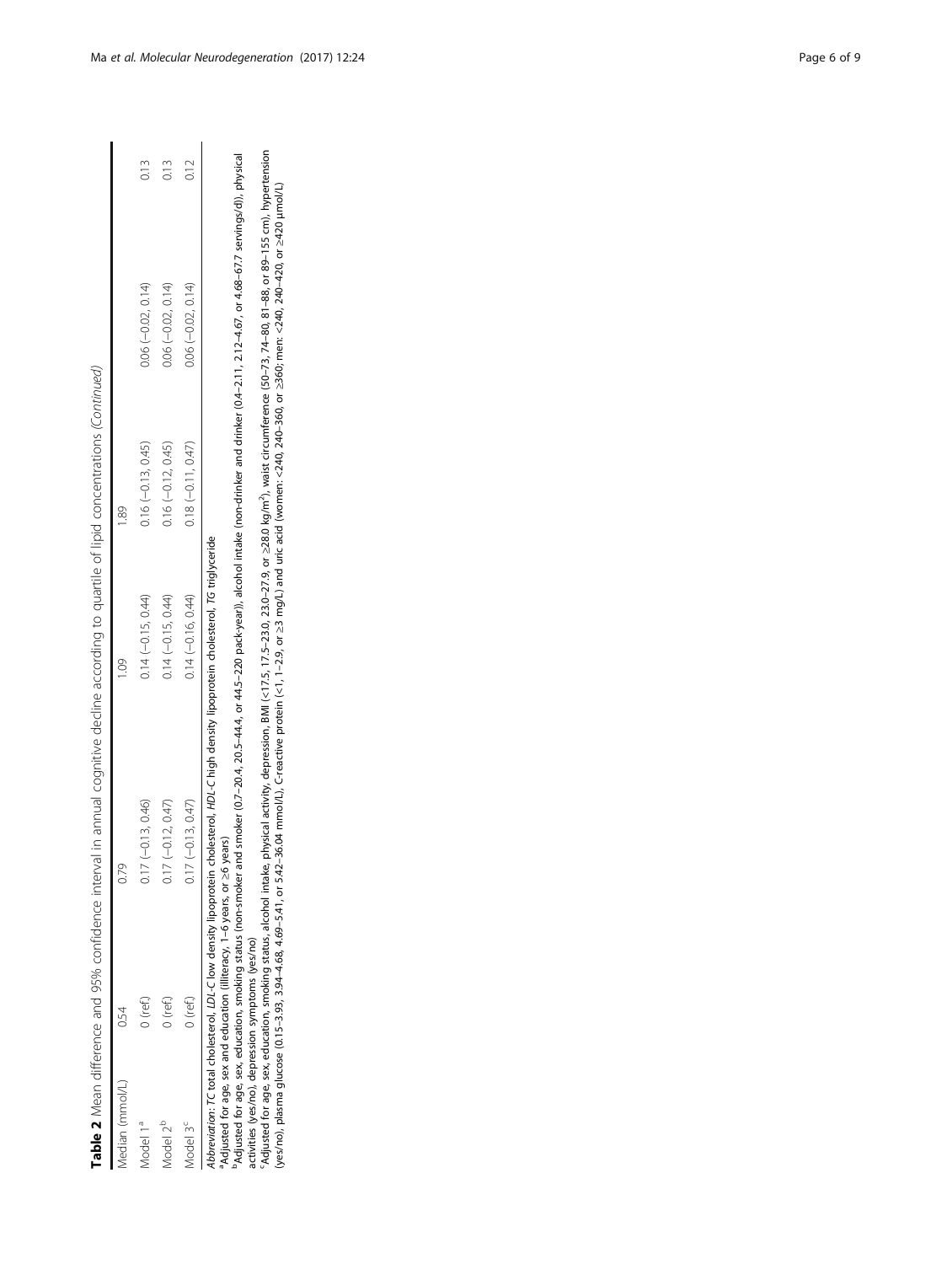**Table 2** Mean difference and 95% confidence interval in annual cognitive decline according to quartile of lipid concentrations (*Continued*)

| Median (mmol/L) | 0.54 | 0.79 | 1.09 | 1.89 | 0.13 |
|---|---|---|---|---|---|
| Model 1[a] | 0 (ref) | 0.17 (−0.13, 0.46) | 0.14 (−0.15, 0.44) | 0.16 (−0.13, 0.45) | 0.06 (−0.02, 0.14) |
| Model 2[b] | 0 (ref) | 0.17 (−0.12, 0.47) | 0.14 (−0.15, 0.44) | 0.16 (−0.12, 0.45) | 0.06 (−0.02, 0.14) |
| Model 3[c] | 0 (ref) | 0.17 (−0.13, 0.47) | 0.14 (−0.16, 0.44) | 0.18 (−0.11, 0.47) | 0.06 (−0.02, 0.14) |

*Abbreviation*: *TC* total cholesterol, *LDL-C* low density lipoprotein cholesterol, *HDL-C* high density lipoprotein cholesterol, *TG* triglyceride

[a]Adjusted for age, sex and education (illiteracy, 1–6 years, or ≥6 years)

[b]Adjusted for age, sex, education, smoking status (non-smoker and smoker (0.7–20.4, 20.5–44.4, or 44.5–220 pack-year)), alcohol intake (non-drinker and drinker (0.4–2.11, 2.12–4.67, or 4.68–67.7 servings/d)), physical activities (yes/no), depression symptoms (yes/no)

[c]Adjusted for age, sex, education, smoking status, alcohol intake, physical activity, depression, BMI (<17.5, 17.5–23.0, 23.0–27.9, or ≥28.0 kg/m$^2$), waist circumference (50–73, 74–80, 81–88, or 89–155 cm), hypertension (yes/no), plasma glucose (0.15–3.93, 3.94–4.68, 4.69–5.41, or 5.42–36.04 mmol/L), C-reactive protein (<1, 1–2.9, or ≥3 mg/L) and uric acid (women: <240, 240–360, or ≥360; men: <240, 240–420, or ≥420 μmol/L)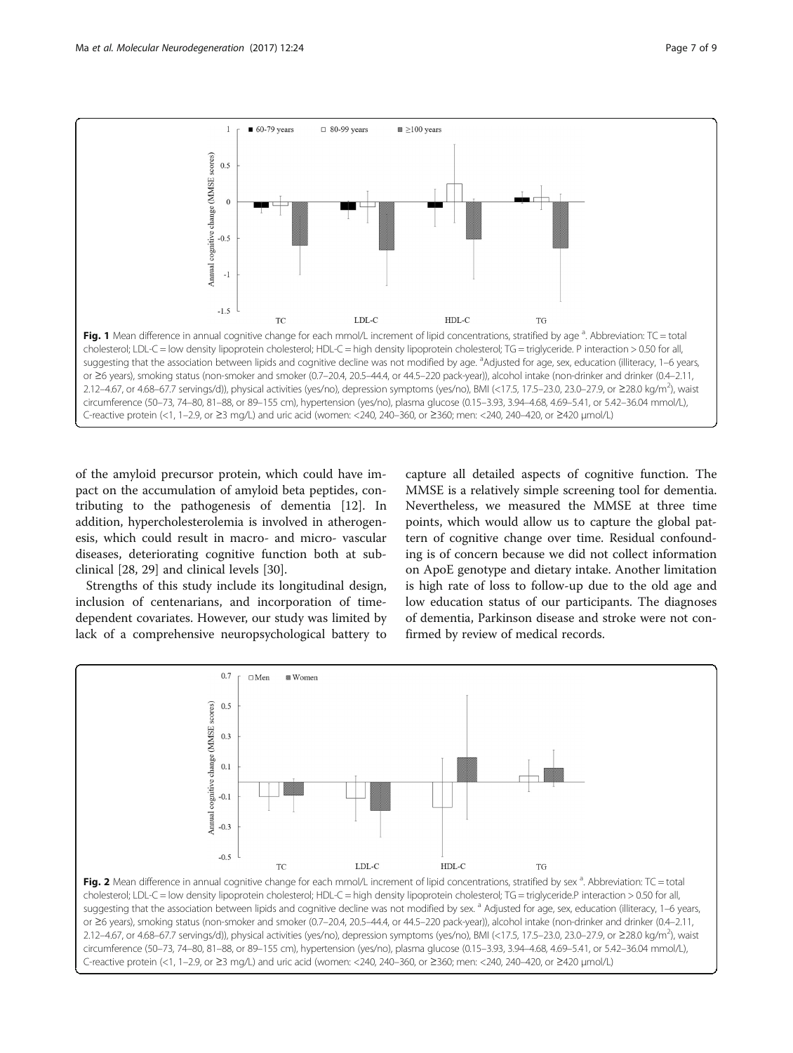Fig. 1 Mean difference in annual cognitive change for each mmol/L increment of lipid concentrations, stratified by age [a]. Abbreviation: TC = total cholesterol; LDL-C = low density lipoprotein cholesterol; HDL-C = high density lipoprotein cholesterol; TG = triglyceride. P interaction > 0.50 for all, suggesting that the association between lipids and cognitive decline was not modified by age. [a]Adjusted for age, sex, education (illiteracy, 1–6 years, or ≥6 years), smoking status (non-smoker and smoker (0.7–20.4, 20.5–44.4, or 44.5–220 pack-year)), alcohol intake (non-drinker and drinker (0.4–2.11, 2.12–4.67, or 4.68–67.7 servings/d)), physical activities (yes/no), depression symptoms (yes/no), BMI (<17.5, 17.5–23.0, 23.0–27.9, or ≥28.0 kg/m$^2$), waist circumference (50–73, 74–80, 81–88, or 89–155 cm), hypertension (yes/no), plasma glucose (0.15–3.93, 3.94–4.68, 4.69–5.41, or 5.42–36.04 mmol/L), C-reactive protein (<1, 1–2.9, or ≥3 mg/L) and uric acid (women: <240, 240–360, or ≥360; men: <240, 240–420, or ≥420 μmol/L)

of the amyloid precursor protein, which could have impact on the accumulation of amyloid beta peptides, contributing to the pathogenesis of dementia [12]. In addition, hypercholesterolemia is involved in atherogenesis, which could result in macro- and micro- vascular diseases, deteriorating cognitive function both at subclinical [28, 29] and clinical levels [30].

Strengths of this study include its longitudinal design, inclusion of centenarians, and incorporation of time-dependent covariates. However, our study was limited by lack of a comprehensive neuropsychological battery to capture all detailed aspects of cognitive function. The MMSE is a relatively simple screening tool for dementia. Nevertheless, we measured the MMSE at three time points, which would allow us to capture the global pattern of cognitive change over time. Residual confounding is of concern because we did not collect information on ApoE genotype and dietary intake. Another limitation is high rate of loss to follow-up due to the old age and low education status of our participants. The diagnoses of dementia, Parkinson disease and stroke were not confirmed by review of medical records.

Fig. 2 Mean difference in annual cognitive change for each mmol/L increment of lipid concentrations, stratified by sex [a]. Abbreviation: TC = total cholesterol; LDL-C = low density lipoprotein cholesterol; HDL-C = high density lipoprotein cholesterol; TG = triglyceride.P interaction > 0.50 for all, suggesting that the association between lipids and cognitive decline was not modified by sex. [a] Adjusted for age, sex, education (illiteracy, 1–6 years, or ≥6 years), smoking status (non-smoker and smoker (0.7–20.4, 20.5–44.4, or 44.5–220 pack-year)), alcohol intake (non-drinker and drinker (0.4–2.11, 2.12–4.67, or 4.68–67.7 servings/d)), physical activities (yes/no), depression symptoms (yes/no), BMI (<17.5, 17.5–23.0, 23.0–27.9, or ≥28.0 kg/m$^2$), waist circumference (50–73, 74–80, 81–88, or 89–155 cm), hypertension (yes/no), plasma glucose (0.15–3.93, 3.94–4.68, 4.69–5.41, or 5.42–36.04 mmol/L), C-reactive protein (<1, 1–2.9, or ≥3 mg/L) and uric acid (women: <240, 240–360, or ≥360; men: <240, 240–420, or ≥420 μmol/L)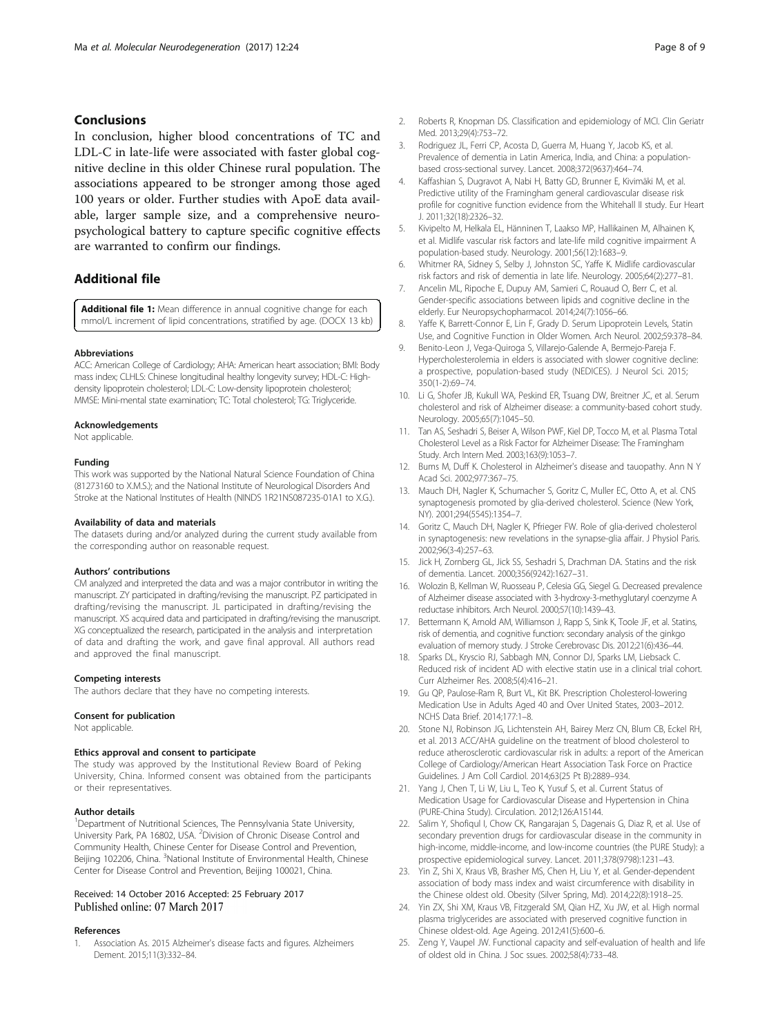## Conclusions

In conclusion, higher blood concentrations of TC and LDL-C in late-life were associated with faster global cognitive decline in this older Chinese rural population. The associations appeared to be stronger among those aged 100 years or older. Further studies with ApoE data available, larger sample size, and a comprehensive neuropsychological battery to capture specific cognitive effects are warranted to confirm our findings.

## Additional file

**Additional file 1:** Mean difference in annual cognitive change for each mmol/L increment of lipid concentrations, stratified by age. (DOCX 13 kb)

#### Abbreviations

ACC: American College of Cardiology; AHA: American heart association; BMI: Body mass index; CLHLS: Chinese longitudinal healthy longevity survey; HDL-C: High-density lipoprotein cholesterol; LDL-C: Low-density lipoprotein cholesterol; MMSE: Mini-mental state examination; TC: Total cholesterol; TG: Triglyceride.

#### Acknowledgements

Not applicable.

#### Funding

This work was supported by the National Natural Science Foundation of China (81273160 to X.M.S.); and the National Institute of Neurological Disorders And Stroke at the National Institutes of Health (NINDS 1R21NS087235-01A1 to X.G.).

#### Availability of data and materials

The datasets during and/or analyzed during the current study available from the corresponding author on reasonable request.

#### Authors' contributions

CM analyzed and interpreted the data and was a major contributor in writing the manuscript. ZY participated in drafting/revising the manuscript. PZ participated in drafting/revising the manuscript. JL participated in drafting/revising the manuscript. XS acquired data and participated in drafting/revising the manuscript. XG conceptualized the research, participated in the analysis and interpretation of data and drafting the work, and gave final approval. All authors read and approved the final manuscript.

#### Competing interests

The authors declare that they have no competing interests.

#### Consent for publication

Not applicable.

#### Ethics approval and consent to participate

The study was approved by the Institutional Review Board of Peking University, China. Informed consent was obtained from the participants or their representatives.

#### Author details

[1]Department of Nutritional Sciences, The Pennsylvania State University, University Park, PA 16802, USA. [2]Division of Chronic Disease Control and Community Health, Chinese Center for Disease Control and Prevention, Beijing 102206, China. [3]National Institute of Environmental Health, Chinese Center for Disease Control and Prevention, Beijing 100021, China.

Received: 14 October 2016 Accepted: 25 February 2017
Published online: 07 March 2017

#### References

1. Association As. 2015 Alzheimer's disease facts and figures. Alzheimers Dement. 2015;11(3):332–84.
2. Roberts R, Knopman DS. Classification and epidemiology of MCI. Clin Geriatr Med. 2013;29(4):753–72.
3. Rodriguez JL, Ferri CP, Acosta D, Guerra M, Huang Y, Jacob KS, et al. Prevalence of dementia in Latin America, India, and China: a population-based cross-sectional survey. Lancet. 2008;372(9637):464–74.
4. Kaffashian S, Dugravot A, Nabi H, Batty GD, Brunner E, Kivimäki M, et al. Predictive utility of the Framingham general cardiovascular disease risk profile for cognitive function evidence from the Whitehall II study. Eur Heart J. 2011;32(18):2326–32.
5. Kivipelto M, Helkala EL, Hänninen T, Laakso MP, Hallikainen M, Alhainen K, et al. Midlife vascular risk factors and late-life mild cognitive impairment A population-based study. Neurology. 2001;56(12):1683–9.
6. Whitmer RA, Sidney S, Selby J, Johnston SC, Yaffe K. Midlife cardiovascular risk factors and risk of dementia in late life. Neurology. 2005;64(2):277–81.
7. Ancelin ML, Ripoche E, Dupuy AM, Samieri C, Rouaud O, Berr C, et al. Gender-specific associations between lipids and cognitive decline in the elderly. Eur Neuropsychopharmacol. 2014;24(7):1056–66.
8. Yaffe K, Barrett-Connor E, Lin F, Grady D. Serum Lipoprotein Levels, Statin Use, and Cognitive Function in Older Women. Arch Neurol. 2002;59:378–84.
9. Benito-Leon J, Vega-Quiroga S, Villarejo-Galende A, Bermejo-Pareja F. Hypercholesterolemia in elders is associated with slower cognitive decline: a prospective, population-based study (NEDICES). J Neurol Sci. 2015; 350(1-2):69–74.
10. Li G, Shofer JB, Kukull WA, Peskind ER, Tsuang DW, Breitner JC, et al. Serum cholesterol and risk of Alzheimer disease: a community-based cohort study. Neurology. 2005;65(7):1045–50.
11. Tan AS, Seshadri S, Beiser A, Wilson PWF, Kiel DP, Tocco M, et al. Plasma Total Cholesterol Level as a Risk Factor for Alzheimer Disease: The Framingham Study. Arch Intern Med. 2003;163(9):1053–7.
12. Bums M, Duff K. Cholesterol in Alzheimer's disease and tauopathy. Ann N Y Acad Sci. 2002;977:367–75.
13. Mauch DH, Nagler K, Schumacher S, Goritz C, Muller EC, Otto A, et al. CNS synaptogenesis promoted by glia-derived cholesterol. Science (New York, NY). 2001;294(5545):1354–7.
14. Goritz C, Mauch DH, Nagler K, Pfrieger FW. Role of glia-derived cholesterol in synaptogenesis: new revelations in the synapse-glia affair. J Physiol Paris. 2002;96(3-4):257–63.
15. Jick H, Zornberg GL, Jick SS, Seshadri S, Drachman DA. Statins and the risk of dementia. Lancet. 2000;356(9242):1627–31.
16. Wolozin B, Kellman W, Ruosseau P, Celesia GG, Siegel G. Decreased prevalence of Alzheimer disease associated with 3-hydroxy-3-methyglutaryl coenzyme A reductase inhibitors. Arch Neurol. 2000;57(10):1439–43.
17. Bettermann K, Arnold AM, Williamson J, Rapp S, Sink K, Toole JF, et al. Statins, risk of dementia, and cognitive function: secondary analysis of the ginkgo evaluation of memory study. J Stroke Cerebrovasc Dis. 2012;21(6):436–44.
18. Sparks DL, Kryscio RJ, Sabbagh MN, Connor DJ, Sparks LM, Liebsack C. Reduced risk of incident AD with elective statin use in a clinical trial cohort. Curr Alzheimer Res. 2008;5(4):416–21.
19. Gu QP, Paulose-Ram R, Burt VL, Kit BK. Prescription Cholesterol-lowering Medication Use in Adults Aged 40 and Over United States, 2003–2012. NCHS Data Brief. 2014;177:1–8.
20. Stone NJ, Robinson JG, Lichtenstein AH, Bairey Merz CN, Blum CB, Eckel RH, et al. 2013 ACC/AHA guideline on the treatment of blood cholesterol to reduce atherosclerotic cardiovascular risk in adults: a report of the American College of Cardiology/American Heart Association Task Force on Practice Guidelines. J Am Coll Cardiol. 2014;63(25 Pt B):2889–934.
21. Yang J, Chen T, Li W, Liu L, Teo K, Yusuf S, et al. Current Status of Medication Usage for Cardiovascular Disease and Hypertension in China (PURE-China Study). Circulation. 2012;126:A15144.
22. Salim Y, Shofiqul I, Chow CK, Rangarajan S, Dagenais G, Diaz R, et al. Use of secondary prevention drugs for cardiovascular disease in the community in high-income, middle-income, and low-income countries (the PURE Study): a prospective epidemiological survey. Lancet. 2011;378(9798):1231–43.
23. Yin Z, Shi X, Kraus VB, Brasher MS, Chen H, Liu Y, et al. Gender-dependent association of body mass index and waist circumference with disability in the Chinese oldest old. Obesity (Silver Spring, Md). 2014;22(8):1918–25.
24. Yin ZX, Shi XM, Kraus VB, Fitzgerald SM, Qian HZ, Xu JW, et al. High normal plasma triglycerides are associated with preserved cognitive function in Chinese oldest-old. Age Ageing. 2012;41(5):600–6.
25. Zeng Y, Vaupel JW. Functional capacity and self-evaluation of health and life of oldest old in China. J Soc ssues. 2002;58(4):733–48.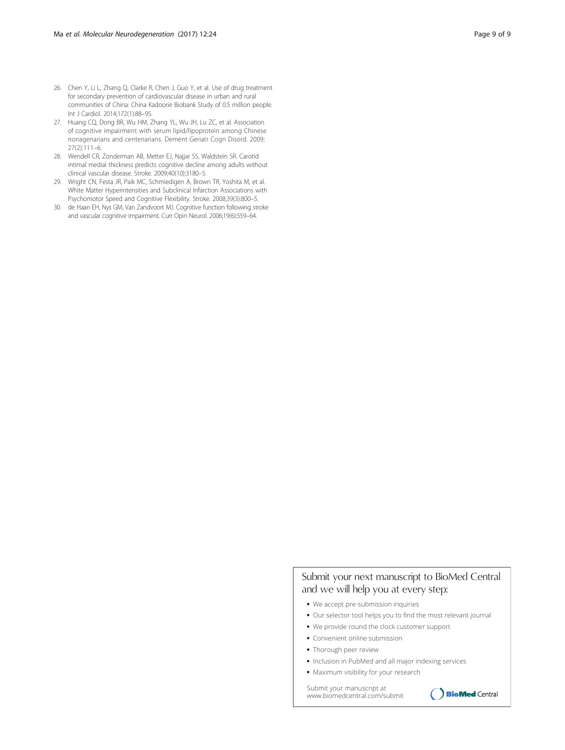26. Chen Y, Li L, Zhang Q, Clarke R, Chen J, Guo Y, et al. Use of drug treatment for secondary prevention of cardiovascular disease in urban and rural communities of China: China Kadoorie Biobank Study of 0.5 million people. Int J Cardiol. 2014;172(1):88–95.
27. Huang CQ, Dong BR, Wu HM, Zhang YL, Wu JH, Lu ZC, et al. Association of cognitive impairment with serum lipid/lipoprotein among Chinese nonagenarians and centenarians. Dement Geriatr Cogn Disord. 2009; 27(2):111–6.
28. Wendell CR, Zonderman AB, Metter EJ, Najjar SS, Waldstein SR. Carotid intimal medial thickness predicts cognitive decline among adults without clinical vascular disease. Stroke. 2009;40(10):3180–5.
29. Wright CN, Festa JR, Paik MC, Schmiedigen A, Brown TR, Yoshita M, et al. White Matter Hyperintensities and Subclinical Infarction Associations with Psychomotor Speed and Cognitive Flexibility. Stroke. 2008;39(3):800–5.
30. de Haan EH, Nys GM, Van Zandvoort MJ. Cognitive function following stroke and vascular cognitive impairment. Curr Opin Neurol. 2006;19(6):559–64.

Submit your next manuscript to BioMed Central and we will help you at every step:

- We accept pre-submission inquiries
- Our selector tool helps you to find the most relevant journal
- We provide round the clock customer support
- Convenient online submission
- Thorough peer review
- Inclusion in PubMed and all major indexing services
- Maximum visibility for your research

Submit your manuscript at
www.biomedcentral.com/submit

BioMed Central